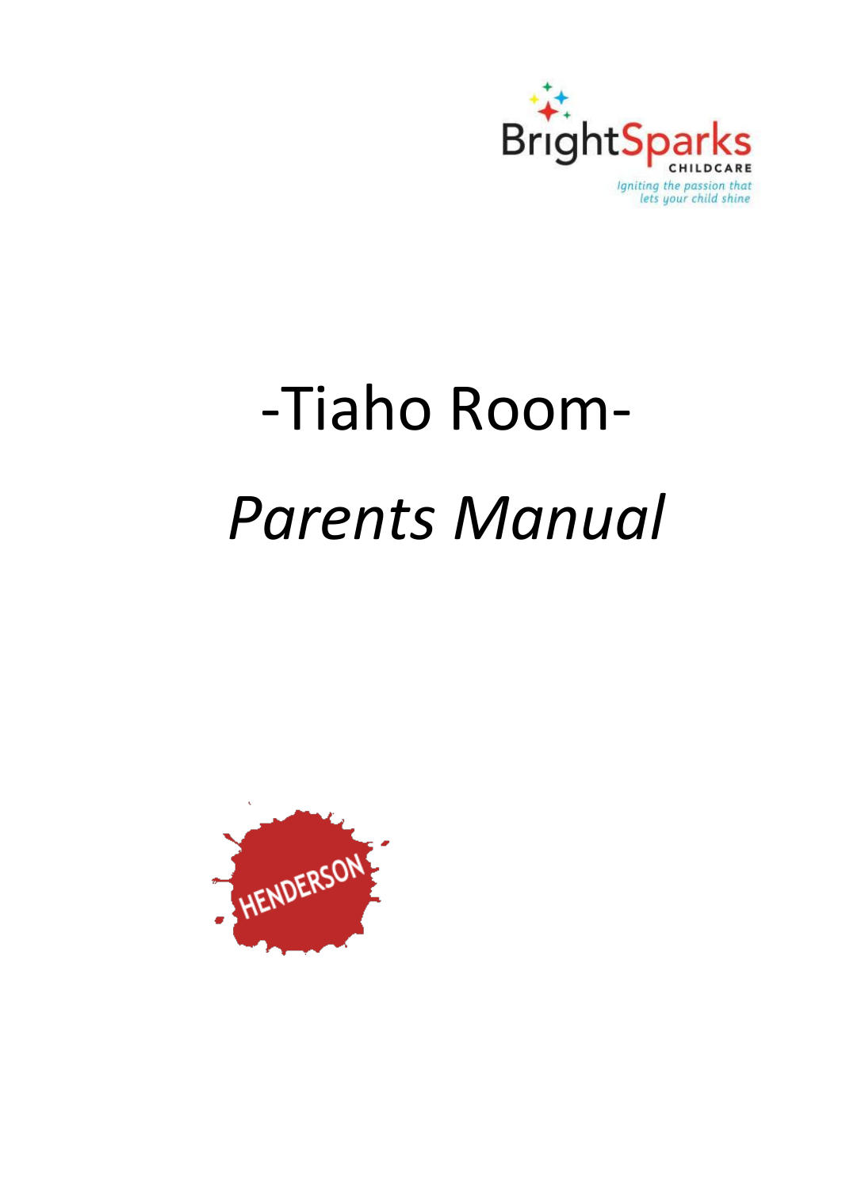BrightSparks CHILDCARE

*Igniting the passion that lets your child shine*

# -Tiaho Room-

# *Parents Manual*

HENDERSON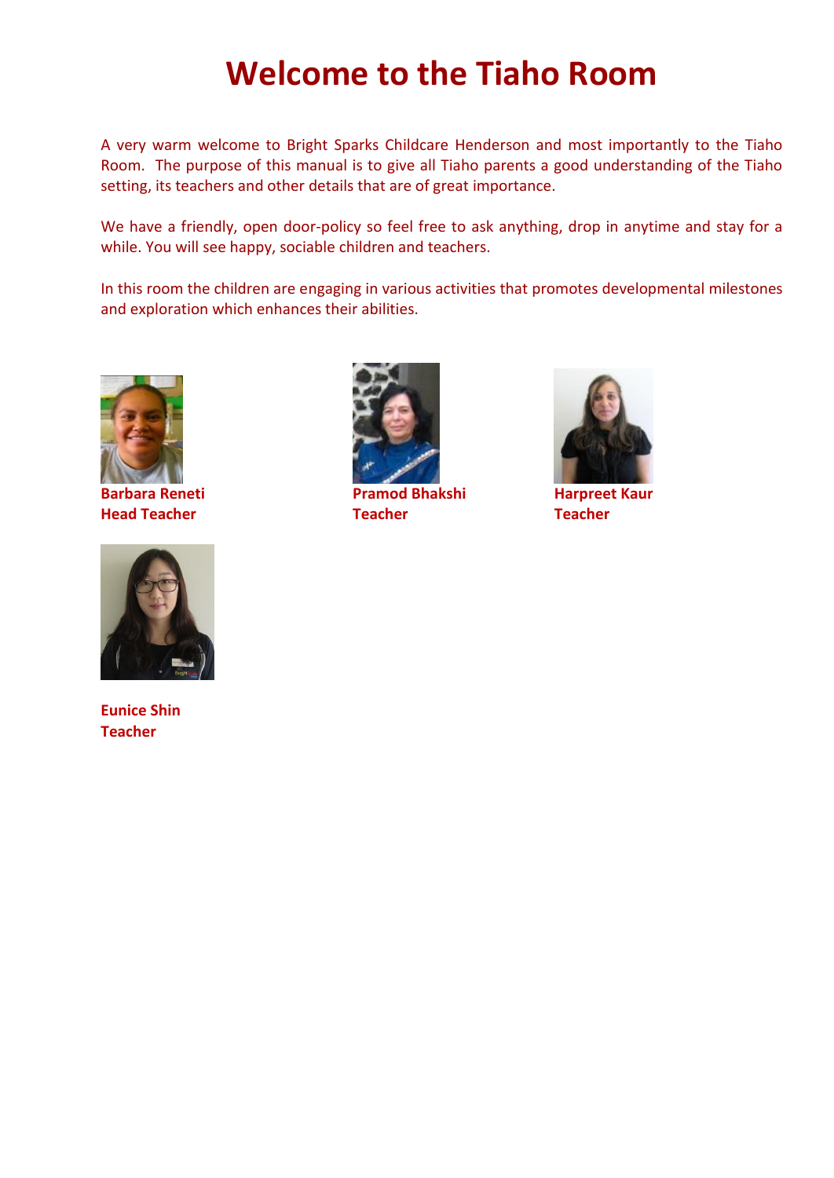# Welcome to the Tiaho Room

A very warm welcome to Bright Sparks Childcare Henderson and most importantly to the Tiaho Room. The purpose of this manual is to give all Tiaho parents a good understanding of the Tiaho setting, its teachers and other details that are of great importance.

We have a friendly, open door-policy so feel free to ask anything, drop in anytime and stay for a while. You will see happy, sociable children and teachers.

In this room the children are engaging in various activities that promotes developmental milestones and exploration which enhances their abilities.

**Barbara Reneti**
**Head Teacher**

**Pramod Bhakshi**
**Teacher**

**Harpreet Kaur**
**Teacher**

**Eunice Shin**
**Teacher**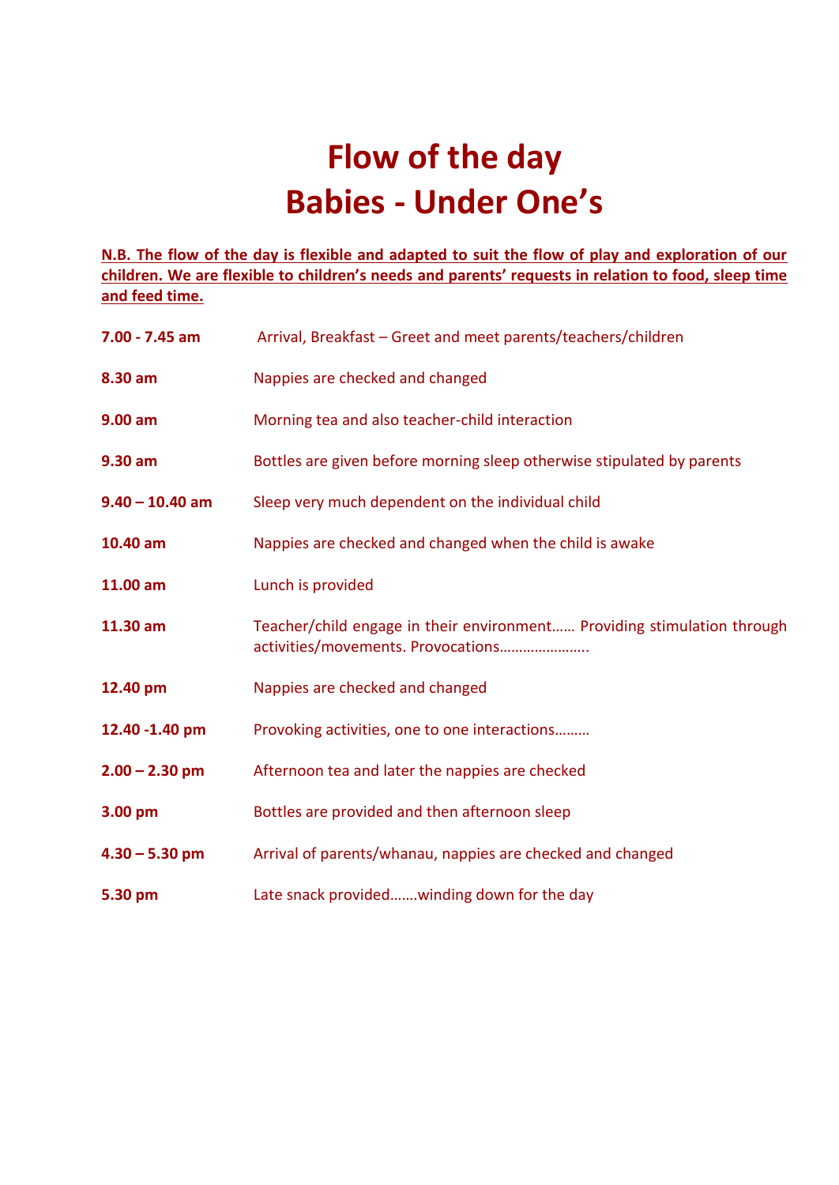# Flow of the day
# Babies - Under One's

**N.B. The flow of the day is flexible and adapted to suit the flow of play and exploration of our children. We are flexible to children's needs and parents' requests in relation to food, sleep time and feed time.**

| | |
|---|---|
| **7.00 - 7.45 am** | Arrival, Breakfast – Greet and meet parents/teachers/children |
| **8.30 am** | Nappies are checked and changed |
| **9.00 am** | Morning tea and also teacher-child interaction |
| **9.30 am** | Bottles are given before morning sleep otherwise stipulated by parents |
| **9.40 – 10.40 am** | Sleep very much dependent on the individual child |
| **10.40 am** | Nappies are checked and changed when the child is awake |
| **11.00 am** | Lunch is provided |
| **11.30 am** | Teacher/child engage in their environment…… Providing stimulation through activities/movements. Provocations………………….. |
| **12.40 pm** | Nappies are checked and changed |
| **12.40 -1.40 pm** | Provoking activities, one to one interactions……… |
| **2.00 – 2.30 pm** | Afternoon tea and later the nappies are checked |
| **3.00 pm** | Bottles are provided and then afternoon sleep |
| **4.30 – 5.30 pm** | Arrival of parents/whanau, nappies are checked and changed |
| **5.30 pm** | Late snack provided…….winding down for the day |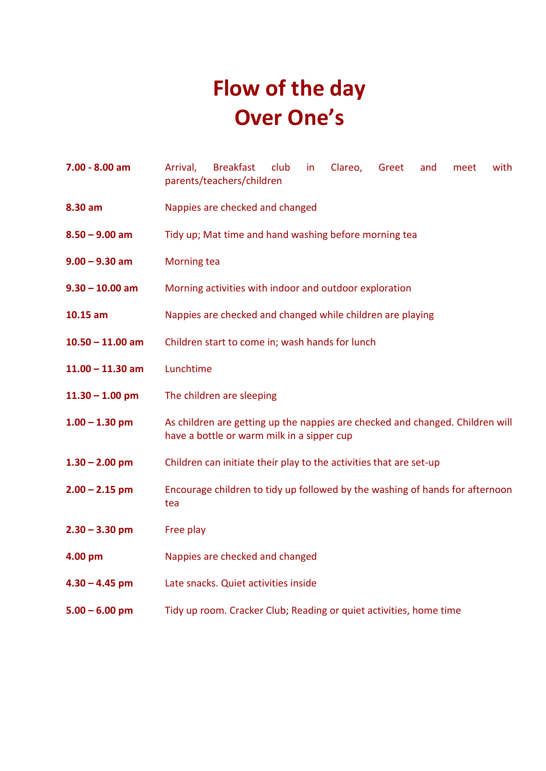# Flow of the day
# Over One's

| | |
|---|---|
| **7.00 - 8.00 am** | Arrival, Breakfast club in Clareo, Greet and meet with parents/teachers/children |
| **8.30 am** | Nappies are checked and changed |
| **8.50 – 9.00 am** | Tidy up; Mat time and hand washing before morning tea |
| **9.00 – 9.30 am** | Morning tea |
| **9.30 – 10.00 am** | Morning activities with indoor and outdoor exploration |
| **10.15 am** | Nappies are checked and changed while children are playing |
| **10.50 – 11.00 am** | Children start to come in; wash hands for lunch |
| **11.00 – 11.30 am** | Lunchtime |
| **11.30 – 1.00 pm** | The children are sleeping |
| **1.00 – 1.30 pm** | As children are getting up the nappies are checked and changed. Children will have a bottle or warm milk in a sipper cup |
| **1.30 – 2.00 pm** | Children can initiate their play to the activities that are set-up |
| **2.00 – 2.15 pm** | Encourage children to tidy up followed by the washing of hands for afternoon tea |
| **2.30 – 3.30 pm** | Free play |
| **4.00 pm** | Nappies are checked and changed |
| **4.30 – 4.45 pm** | Late snacks. Quiet activities inside |
| **5.00 – 6.00 pm** | Tidy up room. Cracker Club; Reading or quiet activities, home time |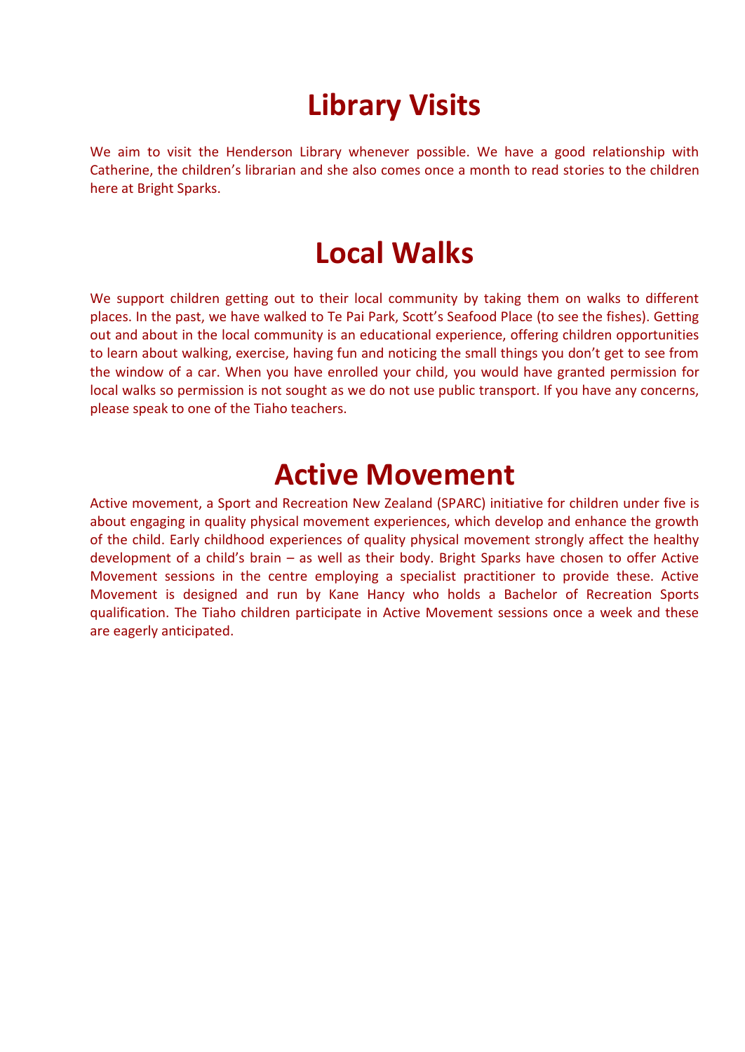# Library Visits

We aim to visit the Henderson Library whenever possible. We have a good relationship with Catherine, the children's librarian and she also comes once a month to read stories to the children here at Bright Sparks.

# Local Walks

We support children getting out to their local community by taking them on walks to different places. In the past, we have walked to Te Pai Park, Scott's Seafood Place (to see the fishes). Getting out and about in the local community is an educational experience, offering children opportunities to learn about walking, exercise, having fun and noticing the small things you don't get to see from the window of a car. When you have enrolled your child, you would have granted permission for local walks so permission is not sought as we do not use public transport. If you have any concerns, please speak to one of the Tiaho teachers.

# Active Movement

Active movement, a Sport and Recreation New Zealand (SPARC) initiative for children under five is about engaging in quality physical movement experiences, which develop and enhance the growth of the child. Early childhood experiences of quality physical movement strongly affect the healthy development of a child's brain – as well as their body. Bright Sparks have chosen to offer Active Movement sessions in the centre employing a specialist practitioner to provide these. Active Movement is designed and run by Kane Hancy who holds a Bachelor of Recreation Sports qualification. The Tiaho children participate in Active Movement sessions once a week and these are eagerly anticipated.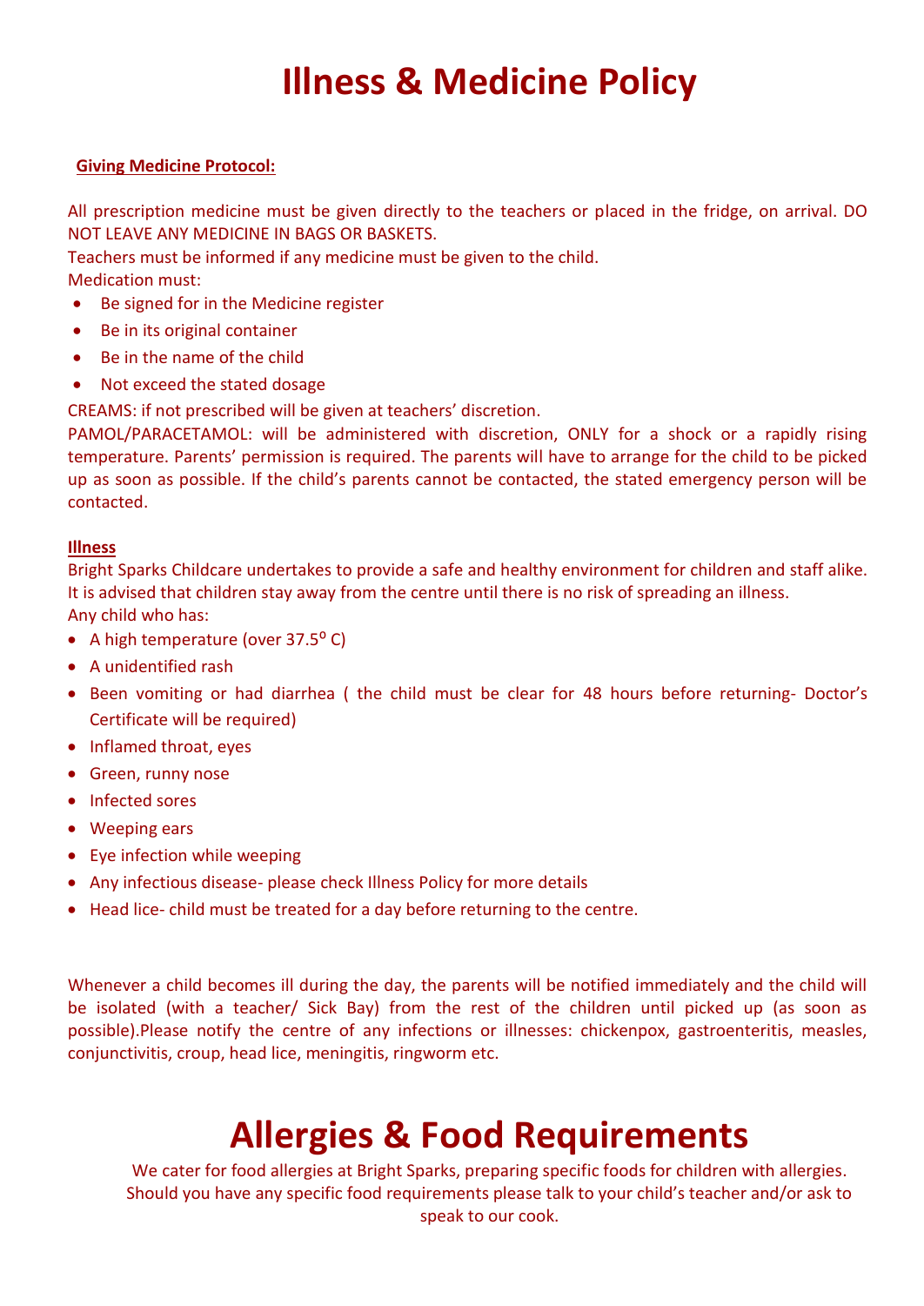# Illness & Medicine Policy

**Giving Medicine Protocol:**

All prescription medicine must be given directly to the teachers or placed in the fridge, on arrival. DO NOT LEAVE ANY MEDICINE IN BAGS OR BASKETS.

Teachers must be informed if any medicine must be given to the child.

Medication must:

- Be signed for in the Medicine register
- Be in its original container
- Be in the name of the child
- Not exceed the stated dosage

CREAMS: if not prescribed will be given at teachers' discretion.

PAMOL/PARACETAMOL: will be administered with discretion, ONLY for a shock or a rapidly rising temperature. Parents' permission is required. The parents will have to arrange for the child to be picked up as soon as possible. If the child's parents cannot be contacted, the stated emergency person will be contacted.

**Illness**

Bright Sparks Childcare undertakes to provide a safe and healthy environment for children and staff alike. It is advised that children stay away from the centre until there is no risk of spreading an illness.

Any child who has:

- A high temperature (over 37.5$^{o}$ C)
- A unidentified rash
- Been vomiting or had diarrhea ( the child must be clear for 48 hours before returning- Doctor's Certificate will be required)
- Inflamed throat, eyes
- Green, runny nose
- Infected sores
- Weeping ears
- Eye infection while weeping
- Any infectious disease- please check Illness Policy for more details
- Head lice- child must be treated for a day before returning to the centre.

Whenever a child becomes ill during the day, the parents will be notified immediately and the child will be isolated (with a teacher/ Sick Bay) from the rest of the children until picked up (as soon as possible).Please notify the centre of any infections or illnesses: chickenpox, gastroenteritis, measles, conjunctivitis, croup, head lice, meningitis, ringworm etc.

# Allergies & Food Requirements

We cater for food allergies at Bright Sparks, preparing specific foods for children with allergies. Should you have any specific food requirements please talk to your child's teacher and/or ask to speak to our cook.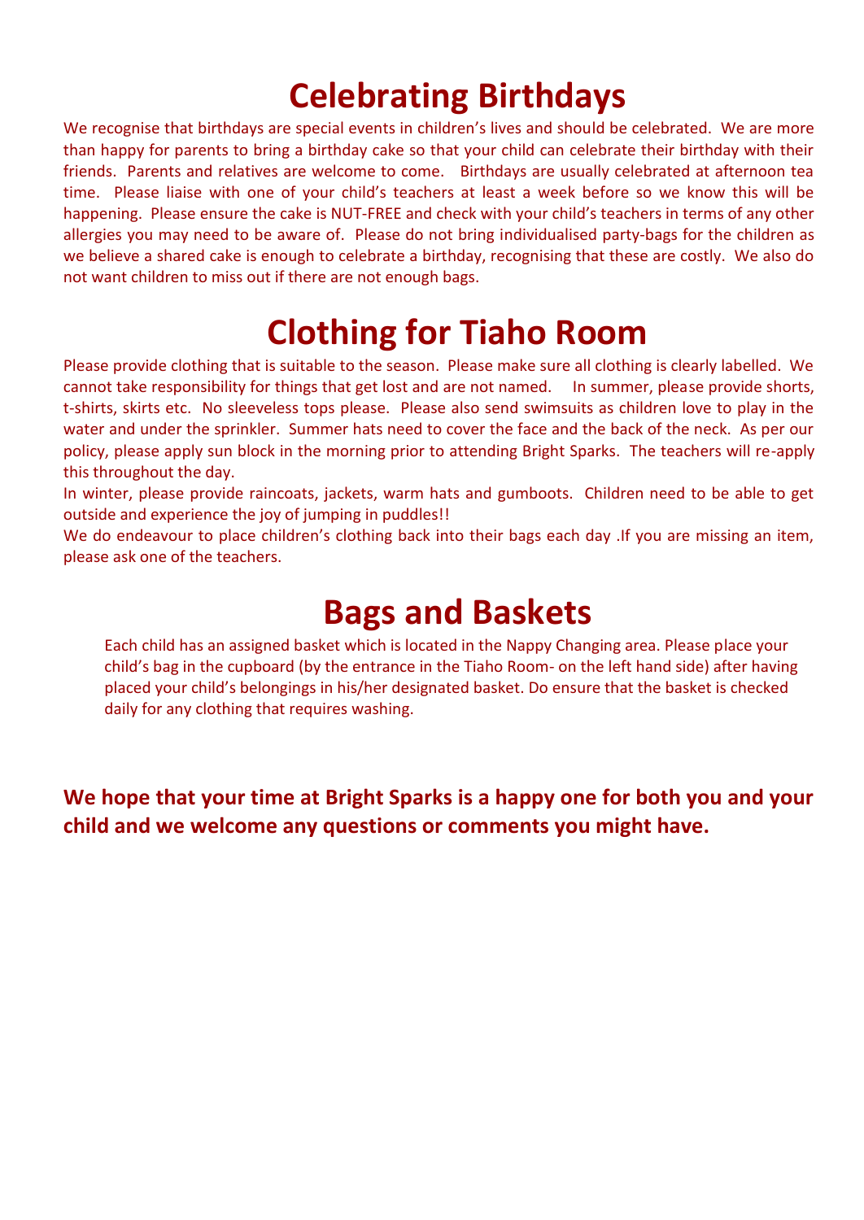# Celebrating Birthdays

We recognise that birthdays are special events in children's lives and should be celebrated. We are more than happy for parents to bring a birthday cake so that your child can celebrate their birthday with their friends. Parents and relatives are welcome to come. Birthdays are usually celebrated at afternoon tea time. Please liaise with one of your child's teachers at least a week before so we know this will be happening. Please ensure the cake is NUT-FREE and check with your child's teachers in terms of any other allergies you may need to be aware of. Please do not bring individualised party-bags for the children as we believe a shared cake is enough to celebrate a birthday, recognising that these are costly. We also do not want children to miss out if there are not enough bags.

# Clothing for Tiaho Room

Please provide clothing that is suitable to the season. Please make sure all clothing is clearly labelled. We cannot take responsibility for things that get lost and are not named. In summer, please provide shorts, t-shirts, skirts etc. No sleeveless tops please. Please also send swimsuits as children love to play in the water and under the sprinkler. Summer hats need to cover the face and the back of the neck. As per our policy, please apply sun block in the morning prior to attending Bright Sparks. The teachers will re-apply this throughout the day.

In winter, please provide raincoats, jackets, warm hats and gumboots. Children need to be able to get outside and experience the joy of jumping in puddles!!

We do endeavour to place children's clothing back into their bags each day .If you are missing an item, please ask one of the teachers.

# Bags and Baskets

Each child has an assigned basket which is located in the Nappy Changing area. Please place your child's bag in the cupboard (by the entrance in the Tiaho Room- on the left hand side) after having placed your child's belongings in his/her designated basket. Do ensure that the basket is checked daily for any clothing that requires washing.

**We hope that your time at Bright Sparks is a happy one for both you and your child and we welcome any questions or comments you might have.**